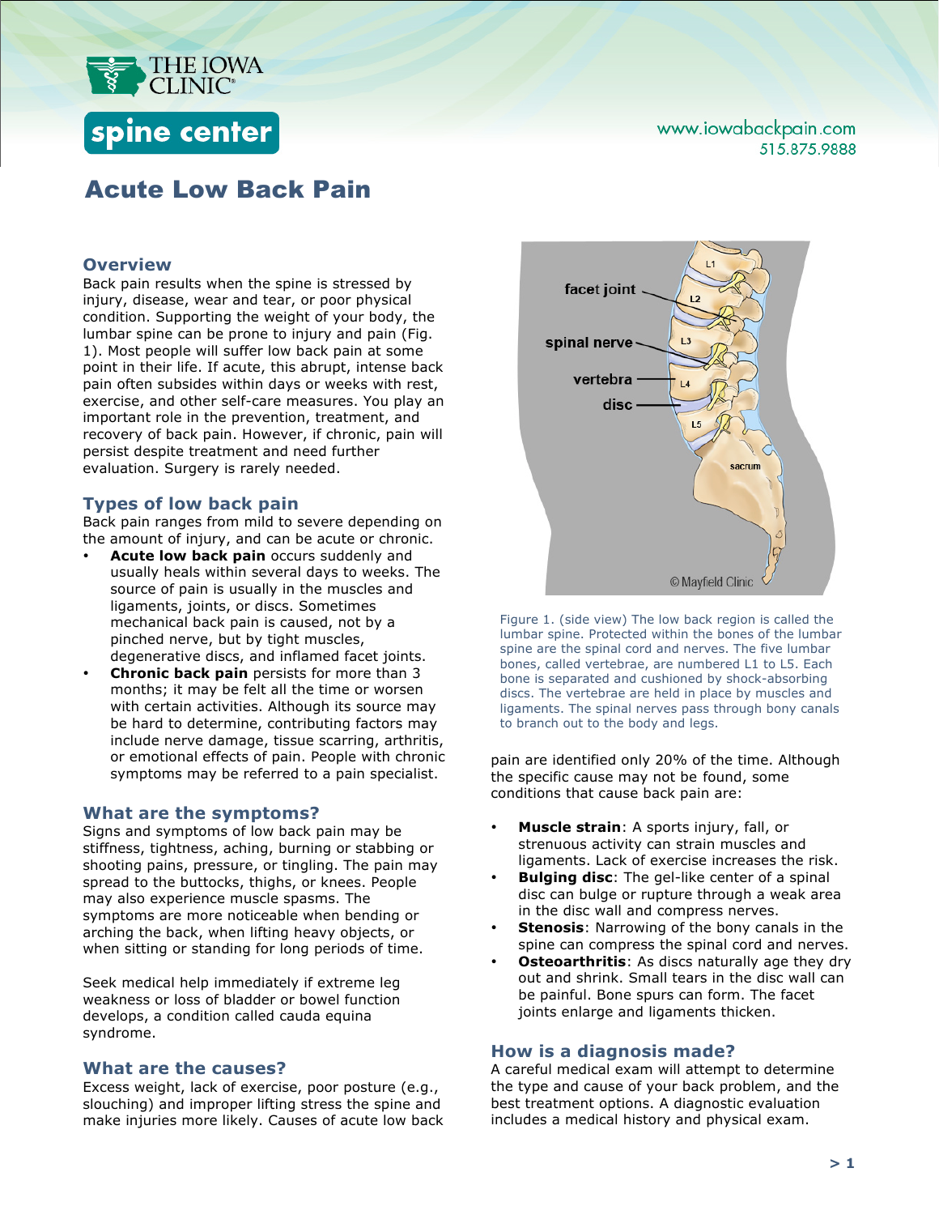# Acute Low Back Pain

## Overview

Back pain results when the spine is stressed by injury, disease, wear and tear, or poor physical condition. Supporting the weight of your body, the lumbar spine can be prone to injury and pain (Fig. 1). Most people will suffer low back pain at some point in their life. If acute, this abrupt, intense back pain often subsides within days or weeks with rest, exercise, and other self-care measures. You play an important role in the prevention, treatment, and recovery of back pain. However, if chronic, pain will persist despite treatment and need further evaluation. Surgery is rarely needed.

## Types of low back pain

Back pain ranges from mild to severe depending on the amount of injury, and can be acute or chronic.

- **Acute low back pain** occurs suddenly and usually heals within several days to weeks. The source of pain is usually in the muscles and ligaments, joints, or discs. Sometimes mechanical back pain is caused, not by a pinched nerve, but by tight muscles, degenerative discs, and inflamed facet joints.
- **Chronic back pain** persists for more than 3 months; it may be felt all the time or worsen with certain activities. Although its source may be hard to determine, contributing factors may include nerve damage, tissue scarring, arthritis, or emotional effects of pain. People with chronic symptoms may be referred to a pain specialist.

## What are the symptoms?

Signs and symptoms of low back pain may be stiffness, tightness, aching, burning or stabbing or shooting pains, pressure, or tingling. The pain may spread to the buttocks, thighs, or knees. People may also experience muscle spasms. The symptoms are more noticeable when bending or arching the back, when lifting heavy objects, or when sitting or standing for long periods of time.

Seek medical help immediately if extreme leg weakness or loss of bladder or bowel function develops, a condition called cauda equina syndrome.

## What are the causes?

Excess weight, lack of exercise, poor posture (e.g., slouching) and improper lifting stress the spine and make injuries more likely. Causes of acute low back pain are identified only 20% of the time. Although the specific cause may not be found, some conditions that cause back pain are:

Figure 1. (side view) The low back region is called the lumbar spine. Protected within the bones of the lumbar spine are the spinal cord and nerves. The five lumbar bones, called vertebrae, are numbered L1 to L5. Each bone is separated and cushioned by shock-absorbing discs. The vertebrae are held in place by muscles and ligaments. The spinal nerves pass through bony canals to branch out to the body and legs.

- **Muscle strain**: A sports injury, fall, or strenuous activity can strain muscles and ligaments. Lack of exercise increases the risk.
- **Bulging disc**: The gel-like center of a spinal disc can bulge or rupture through a weak area in the disc wall and compress nerves.
- **Stenosis**: Narrowing of the bony canals in the spine can compress the spinal cord and nerves.
- **Osteoarthritis**: As discs naturally age they dry out and shrink. Small tears in the disc wall can be painful. Bone spurs can form. The facet joints enlarge and ligaments thicken.

## How is a diagnosis made?

A careful medical exam will attempt to determine the type and cause of your back problem, and the best treatment options. A diagnostic evaluation includes a medical history and physical exam.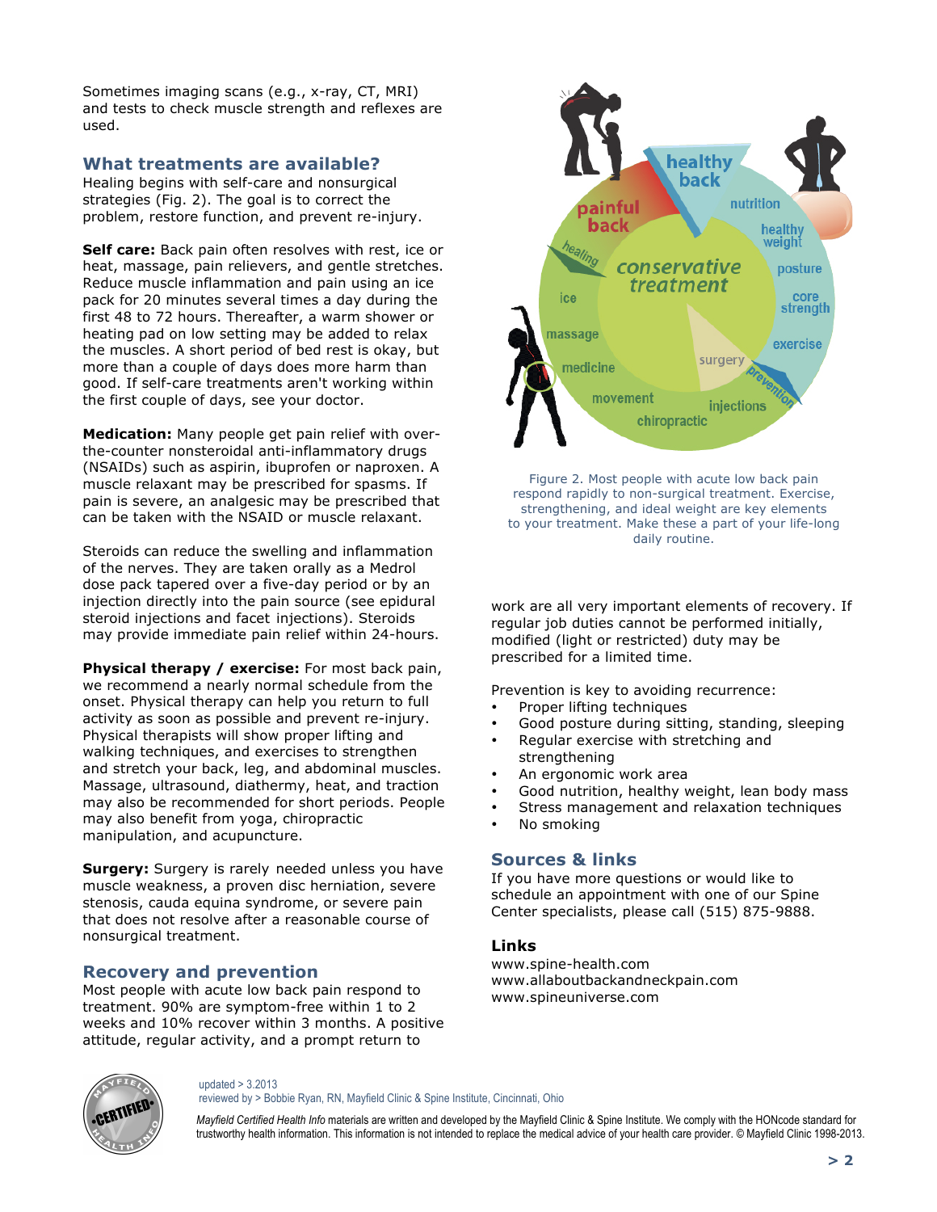Sometimes imaging scans (e.g., x-ray, CT, MRI) and tests to check muscle strength and reflexes are used.

## What treatments are available?

Healing begins with self-care and nonsurgical strategies (Fig. 2). The goal is to correct the problem, restore function, and prevent re-injury.

**Self care:** Back pain often resolves with rest, ice or heat, massage, pain relievers, and gentle stretches. Reduce muscle inflammation and pain using an ice pack for 20 minutes several times a day during the first 48 to 72 hours. Thereafter, a warm shower or heating pad on low setting may be added to relax the muscles. A short period of bed rest is okay, but more than a couple of days does more harm than good. If self-care treatments aren't working within the first couple of days, see your doctor.

**Medication:** Many people get pain relief with over-the-counter nonsteroidal anti-inflammatory drugs (NSAIDs) such as aspirin, ibuprofen or naproxen. A muscle relaxant may be prescribed for spasms. If pain is severe, an analgesic may be prescribed that can be taken with the NSAID or muscle relaxant.

Steroids can reduce the swelling and inflammation of the nerves. They are taken orally as a Medrol dose pack tapered over a five-day period or by an injection directly into the pain source (see epidural steroid injections and facet injections). Steroids may provide immediate pain relief within 24-hours.

**Physical therapy / exercise:** For most back pain, we recommend a nearly normal schedule from the onset. Physical therapy can help you return to full activity as soon as possible and prevent re-injury. Physical therapists will show proper lifting and walking techniques, and exercises to strengthen and stretch your back, leg, and abdominal muscles. Massage, ultrasound, diathermy, heat, and traction may also be recommended for short periods. People may also benefit from yoga, chiropractic manipulation, and acupuncture.

**Surgery:** Surgery is rarely needed unless you have muscle weakness, a proven disc herniation, severe stenosis, cauda equina syndrome, or severe pain that does not resolve after a reasonable course of nonsurgical treatment.

## Recovery and prevention

Most people with acute low back pain respond to treatment. 90% are symptom-free within 1 to 2 weeks and 10% recover within 3 months. A positive attitude, regular activity, and a prompt return to work are all very important elements of recovery. If regular job duties cannot be performed initially, modified (light or restricted) duty may be prescribed for a limited time.

healthy back
painful back
healing
conservative treatment
nutrition
healthy weight
posture
core strength
exercise
prevention
surgery
injections
chiropractic
movement
medicine
massage
ice

Figure 2. Most people with acute low back pain respond rapidly to non-surgical treatment. Exercise, strengthening, and ideal weight are key elements to your treatment. Make these a part of your life-long daily routine.

Prevention is key to avoiding recurrence:

- Proper lifting techniques
- Good posture during sitting, standing, sleeping
- Regular exercise with stretching and strengthening
- An ergonomic work area
- Good nutrition, healthy weight, lean body mass
- Stress management and relaxation techniques
- No smoking

## Sources & links

If you have more questions or would like to schedule an appointment with one of our Spine Center specialists, please call (515) 875-9888.

### Links

www.spine-health.com
www.allaboutbackandneckpain.com
www.spineuniverse.com

updated > 3.2013
reviewed by > Bobbie Ryan, RN, Mayfield Clinic & Spine Institute, Cincinnati, Ohio

*Mayfield Certified Health Info* materials are written and developed by the Mayfield Clinic & Spine Institute. We comply with the HONcode standard for trustworthy health information. This information is not intended to replace the medical advice of your health care provider. © Mayfield Clinic 1998-2013.